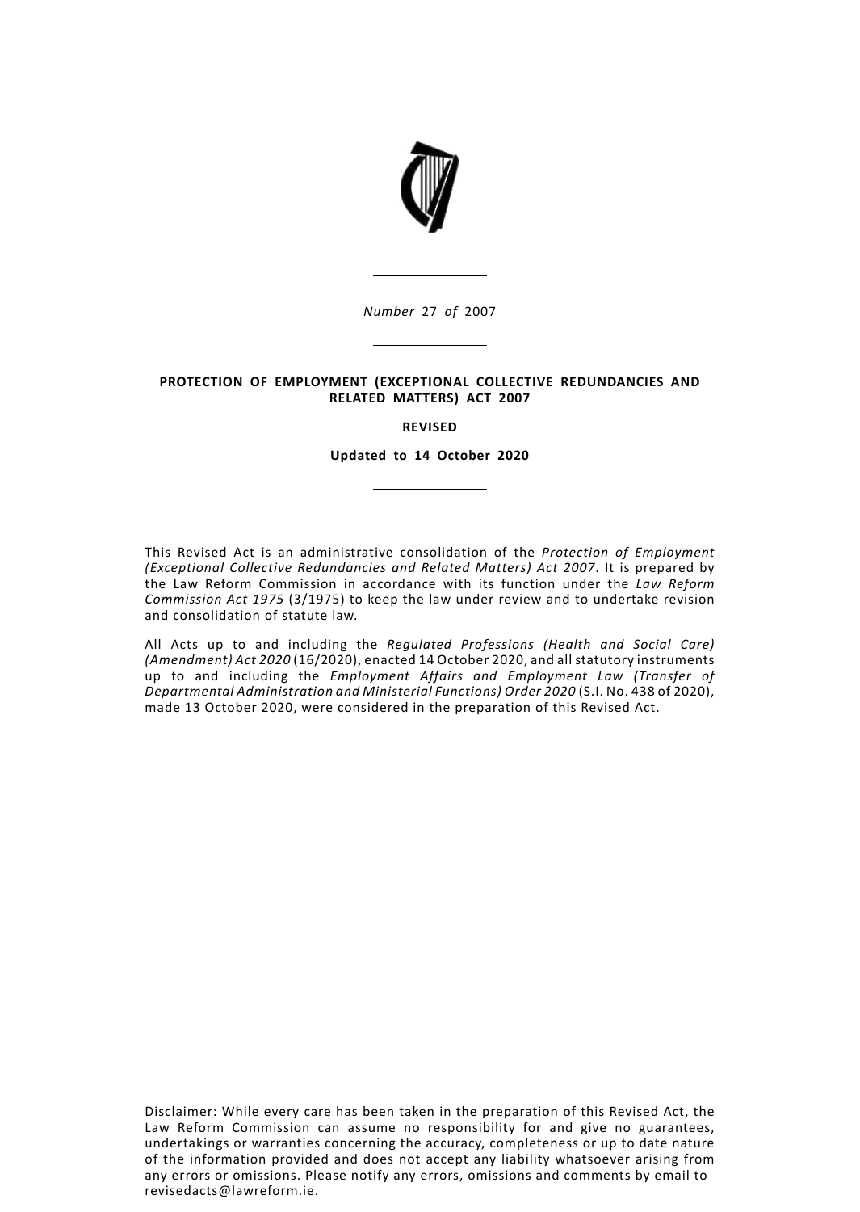*Number* 27 *of* 2007

**PROTECTION OF EMPLOYMENT (EXCEPTIONAL COLLECTIVE REDUNDANCIES AND RELATED MATTERS) ACT 2007**

**REVISED**

**Updated to 14 October 2020**

This Revised Act is an administrative consolidation of the *Protection of Employment (Exceptional Collective Redundancies and Related Matters) Act 2007*. It is prepared by the Law Reform Commission in accordance with its function under the *Law Reform Commission Act 1975* (3/1975) to keep the law under review and to undertake revision and consolidation of statute law.

All Acts up to and including the *Regulated Professions (Health and Social Care) (Amendment) Act 2020* (16/2020), enacted 14 October 2020, and all statutory instruments up to and including the *Employment Affairs and Employment Law (Transfer of Departmental Administration and Ministerial Functions) Order 2020* (S.I. No. 438 of 2020), made 13 October 2020, were considered in the preparation of this Revised Act.

Disclaimer: While every care has been taken in the preparation of this Revised Act, the Law Reform Commission can assume no responsibility for and give no guarantees, undertakings or warranties concerning the accuracy, completeness or up to date nature of the information provided and does not accept any liability whatsoever arising from any errors or omissions. Please notify any errors, omissions and comments by email to revisedacts@lawreform.ie.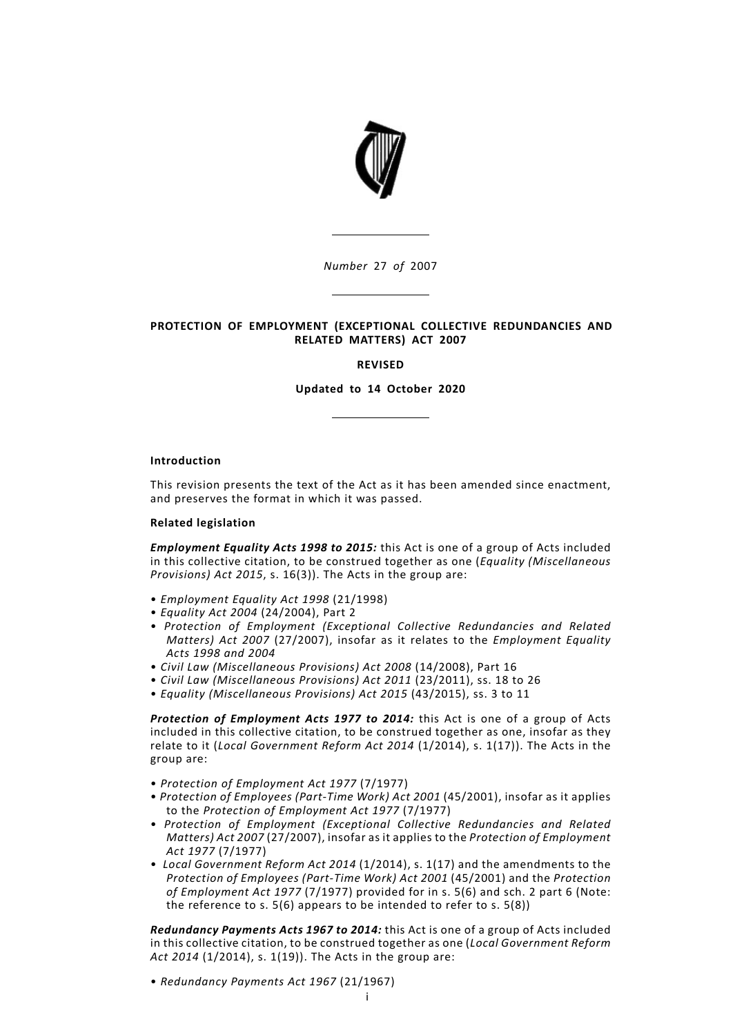*Number* 27 *of* 2007

---

**PROTECTION OF EMPLOYMENT (EXCEPTIONAL COLLECTIVE REDUNDANCIES AND RELATED MATTERS) ACT 2007**

**REVISED**

**Updated to 14 October 2020**

---

**Introduction**

This revision presents the text of the Act as it has been amended since enactment, and preserves the format in which it was passed.

**Related legislation**

***Employment Equality Acts 1998 to 2015:*** this Act is one of a group of Acts included in this collective citation, to be construed together as one (*Equality (Miscellaneous Provisions) Act 2015*, s. 16(3)). The Acts in the group are:

- *Employment Equality Act 1998* (21/1998)
- *Equality Act 2004* (24/2004), Part 2
- *Protection of Employment (Exceptional Collective Redundancies and Related Matters) Act 2007* (27/2007), insofar as it relates to the *Employment Equality Acts 1998 and 2004*
- *Civil Law (Miscellaneous Provisions) Act 2008* (14/2008), Part 16
- *Civil Law (Miscellaneous Provisions) Act 2011* (23/2011), ss. 18 to 26
- *Equality (Miscellaneous Provisions) Act 2015* (43/2015), ss. 3 to 11

***Protection of Employment Acts 1977 to 2014:*** this Act is one of a group of Acts included in this collective citation, to be construed together as one, insofar as they relate to it (*Local Government Reform Act 2014* (1/2014), s. 1(17)). The Acts in the group are:

- *Protection of Employment Act 1977* (7/1977)
- *Protection of Employees (Part-Time Work) Act 2001* (45/2001), insofar as it applies to the *Protection of Employment Act 1977* (7/1977)
- *Protection of Employment (Exceptional Collective Redundancies and Related Matters) Act 2007* (27/2007), insofar as it applies to the *Protection of Employment Act 1977* (7/1977)
- *Local Government Reform Act 2014* (1/2014), s. 1(17) and the amendments to the *Protection of Employees (Part-Time Work) Act 2001* (45/2001) and the *Protection of Employment Act 1977* (7/1977) provided for in s. 5(6) and sch. 2 part 6 (Note: the reference to s. 5(6) appears to be intended to refer to s. 5(8))

***Redundancy Payments Acts 1967 to 2014:*** this Act is one of a group of Acts included in this collective citation, to be construed together as one (*Local Government Reform Act 2014* (1/2014), s. 1(19)). The Acts in the group are:

- *Redundancy Payments Act 1967* (21/1967)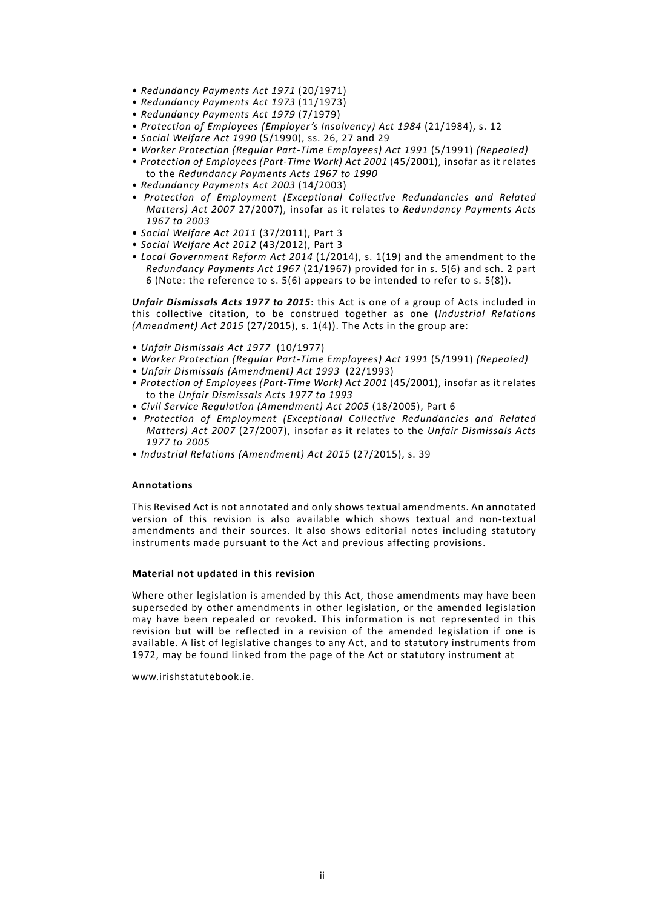- *Redundancy Payments Act 1971* (20/1971)
- *Redundancy Payments Act 1973* (11/1973)
- *Redundancy Payments Act 1979* (7/1979)
- *Protection of Employees (Employer's Insolvency) Act 1984* (21/1984), s. 12
- *Social Welfare Act 1990* (5/1990), ss. 26, 27 and 29
- *Worker Protection (Regular Part-Time Employees) Act 1991* (5/1991) *(Repealed)*
- *Protection of Employees (Part-Time Work) Act 2001* (45/2001), insofar as it relates to the *Redundancy Payments Acts 1967 to 1990*
- *Redundancy Payments Act 2003* (14/2003)
- *Protection of Employment (Exceptional Collective Redundancies and Related Matters) Act 2007* 27/2007), insofar as it relates to *Redundancy Payments Acts 1967 to 2003*
- *Social Welfare Act 2011* (37/2011), Part 3
- *Social Welfare Act 2012* (43/2012), Part 3
- *Local Government Reform Act 2014* (1/2014), s. 1(19) and the amendment to the *Redundancy Payments Act 1967* (21/1967) provided for in s. 5(6) and sch. 2 part 6 (Note: the reference to s. 5(6) appears to be intended to refer to s. 5(8)).

***Unfair Dismissals Acts 1977 to 2015***: this Act is one of a group of Acts included in this collective citation, to be construed together as one (*Industrial Relations (Amendment) Act 2015* (27/2015), s. 1(4)). The Acts in the group are:

- *Unfair Dismissals Act 1977* (10/1977)
- *Worker Protection (Regular Part-Time Employees) Act 1991* (5/1991) *(Repealed)*
- *Unfair Dismissals (Amendment) Act 1993* (22/1993)
- *Protection of Employees (Part-Time Work) Act 2001* (45/2001), insofar as it relates to the *Unfair Dismissals Acts 1977 to 1993*
- *Civil Service Regulation (Amendment) Act 2005* (18/2005), Part 6
- *Protection of Employment (Exceptional Collective Redundancies and Related Matters) Act 2007* (27/2007), insofar as it relates to the *Unfair Dismissals Acts 1977 to 2005*
- *Industrial Relations (Amendment) Act 2015* (27/2015), s. 39

**Annotations**

This Revised Act is not annotated and only shows textual amendments. An annotated version of this revision is also available which shows textual and non-textual amendments and their sources. It also shows editorial notes including statutory instruments made pursuant to the Act and previous affecting provisions.

**Material not updated in this revision**

Where other legislation is amended by this Act, those amendments may have been superseded by other amendments in other legislation, or the amended legislation may have been repealed or revoked. This information is not represented in this revision but will be reflected in a revision of the amended legislation if one is available. A list of legislative changes to any Act, and to statutory instruments from 1972, may be found linked from the page of the Act or statutory instrument at

www.irishstatutebook.ie.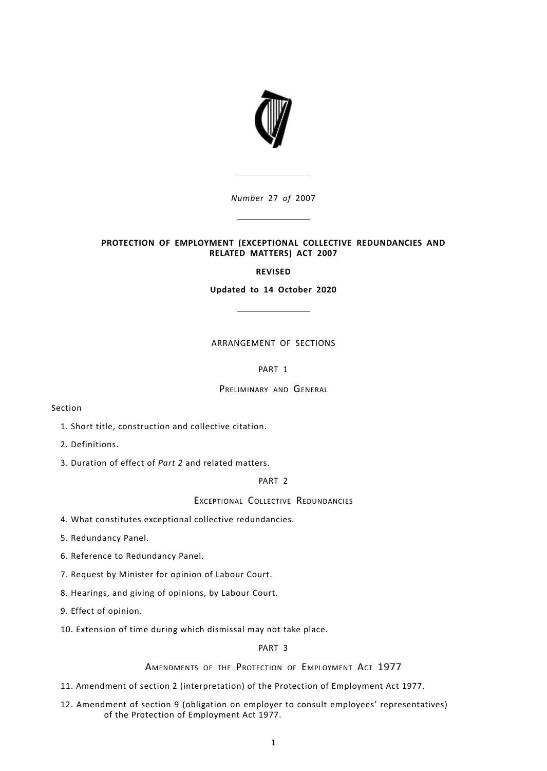*Number* 27 *of* 2007

**PROTECTION OF EMPLOYMENT (EXCEPTIONAL COLLECTIVE REDUNDANCIES AND RELATED MATTERS) ACT 2007**

**REVISED**

**Updated to 14 October 2020**

ARRANGEMENT OF SECTIONS

PART 1

PRELIMINARY AND GENERAL

Section

1. Short title, construction and collective citation.
2. Definitions.
3. Duration of effect of *Part 2* and related matters.

PART 2

EXCEPTIONAL COLLECTIVE REDUNDANCIES

4. What constitutes exceptional collective redundancies.
5. Redundancy Panel.
6. Reference to Redundancy Panel.
7. Request by Minister for opinion of Labour Court.
8. Hearings, and giving of opinions, by Labour Court.
9. Effect of opinion.
10. Extension of time during which dismissal may not take place.

PART 3

AMENDMENTS OF THE PROTECTION OF EMPLOYMENT ACT 1977

11. Amendment of section 2 (interpretation) of the Protection of Employment Act 1977.
12. Amendment of section 9 (obligation on employer to consult employees' representatives) of the Protection of Employment Act 1977.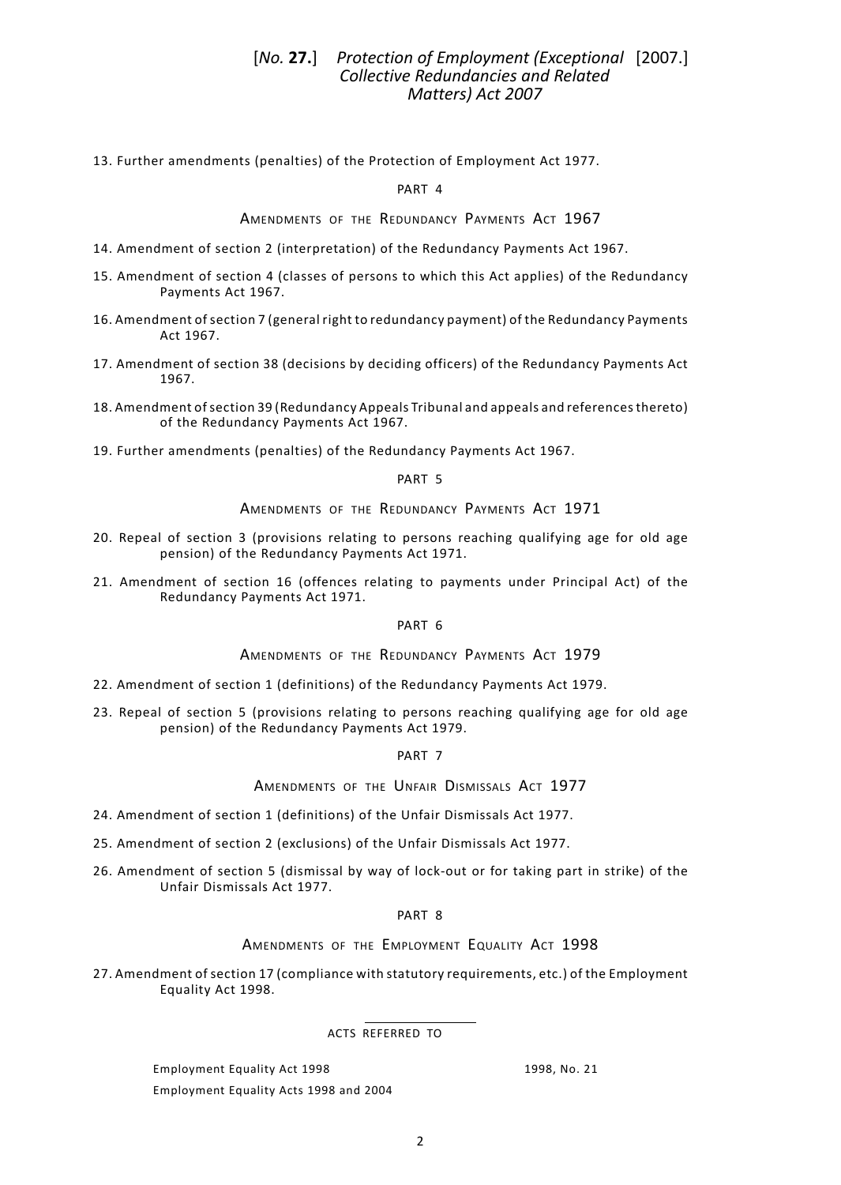13. Further amendments (penalties) of the Protection of Employment Act 1977.

PART 4

AMENDMENTS OF THE REDUNDANCY PAYMENTS ACT 1967

14. Amendment of section 2 (interpretation) of the Redundancy Payments Act 1967.

15. Amendment of section 4 (classes of persons to which this Act applies) of the Redundancy Payments Act 1967.

16. Amendment of section 7 (general right to redundancy payment) of the Redundancy Payments Act 1967.

17. Amendment of section 38 (decisions by deciding officers) of the Redundancy Payments Act 1967.

18. Amendment of section 39 (Redundancy Appeals Tribunal and appeals and references thereto) of the Redundancy Payments Act 1967.

19. Further amendments (penalties) of the Redundancy Payments Act 1967.

PART 5

AMENDMENTS OF THE REDUNDANCY PAYMENTS ACT 1971

20. Repeal of section 3 (provisions relating to persons reaching qualifying age for old age pension) of the Redundancy Payments Act 1971.

21. Amendment of section 16 (offences relating to payments under Principal Act) of the Redundancy Payments Act 1971.

PART 6

AMENDMENTS OF THE REDUNDANCY PAYMENTS ACT 1979

22. Amendment of section 1 (definitions) of the Redundancy Payments Act 1979.

23. Repeal of section 5 (provisions relating to persons reaching qualifying age for old age pension) of the Redundancy Payments Act 1979.

PART 7

AMENDMENTS OF THE UNFAIR DISMISSALS ACT 1977

24. Amendment of section 1 (definitions) of the Unfair Dismissals Act 1977.

25. Amendment of section 2 (exclusions) of the Unfair Dismissals Act 1977.

26. Amendment of section 5 (dismissal by way of lock-out or for taking part in strike) of the Unfair Dismissals Act 1977.

PART 8

AMENDMENTS OF THE EMPLOYMENT EQUALITY ACT 1998

27. Amendment of section 17 (compliance with statutory requirements, etc.) of the Employment Equality Act 1998.

---

ACTS REFERRED TO

| | |
|---|---|
| Employment Equality Act 1998 | 1998, No. 21 |
| Employment Equality Acts 1998 and 2004 | |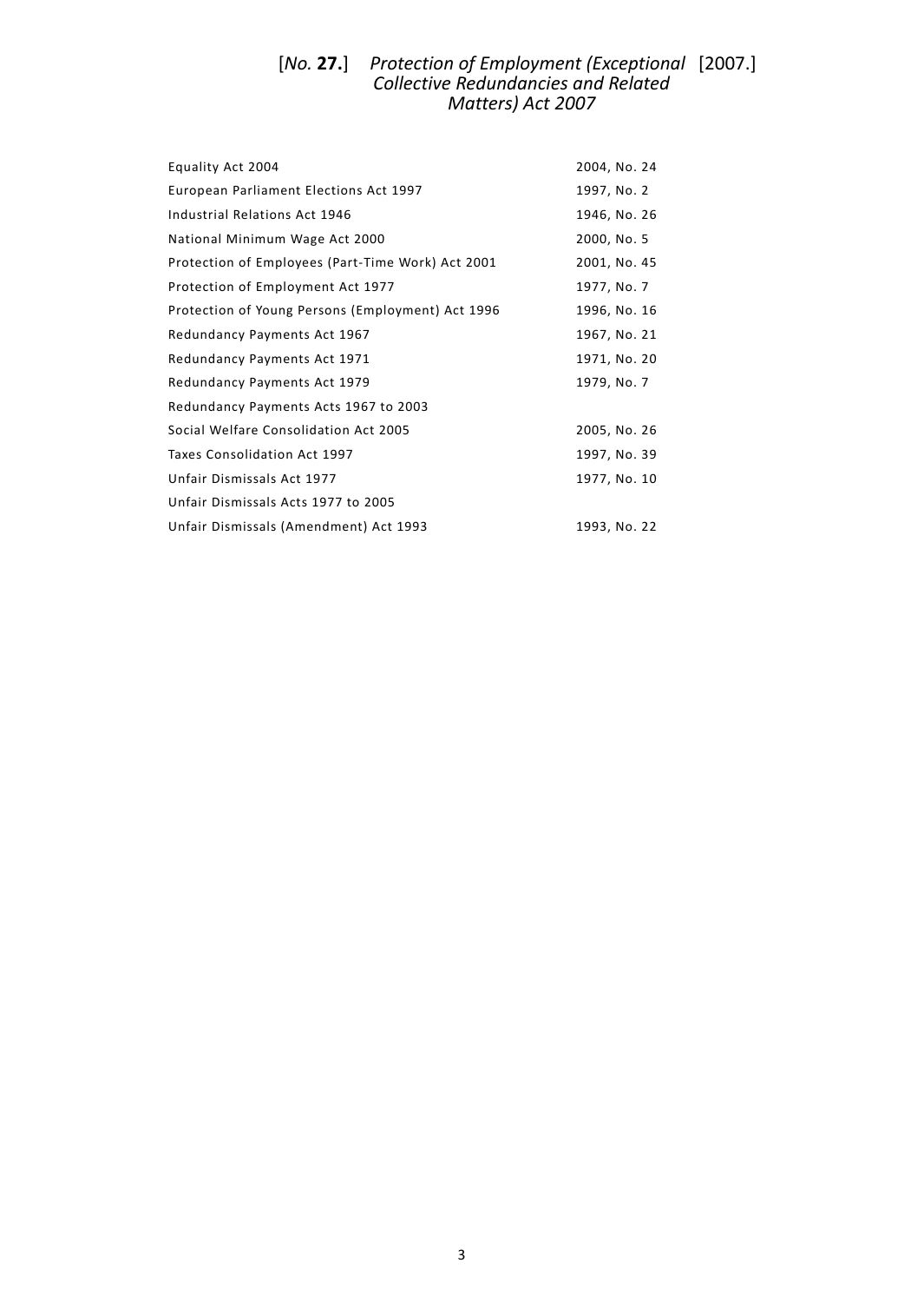| | |
|---|---|
| Equality Act 2004 | 2004, No. 24 |
| European Parliament Elections Act 1997 | 1997, No. 2 |
| Industrial Relations Act 1946 | 1946, No. 26 |
| National Minimum Wage Act 2000 | 2000, No. 5 |
| Protection of Employees (Part-Time Work) Act 2001 | 2001, No. 45 |
| Protection of Employment Act 1977 | 1977, No. 7 |
| Protection of Young Persons (Employment) Act 1996 | 1996, No. 16 |
| Redundancy Payments Act 1967 | 1967, No. 21 |
| Redundancy Payments Act 1971 | 1971, No. 20 |
| Redundancy Payments Act 1979 | 1979, No. 7 |
| Redundancy Payments Acts 1967 to 2003 | |
| Social Welfare Consolidation Act 2005 | 2005, No. 26 |
| Taxes Consolidation Act 1997 | 1997, No. 39 |
| Unfair Dismissals Act 1977 | 1977, No. 10 |
| Unfair Dismissals Acts 1977 to 2005 | |
| Unfair Dismissals (Amendment) Act 1993 | 1993, No. 22 |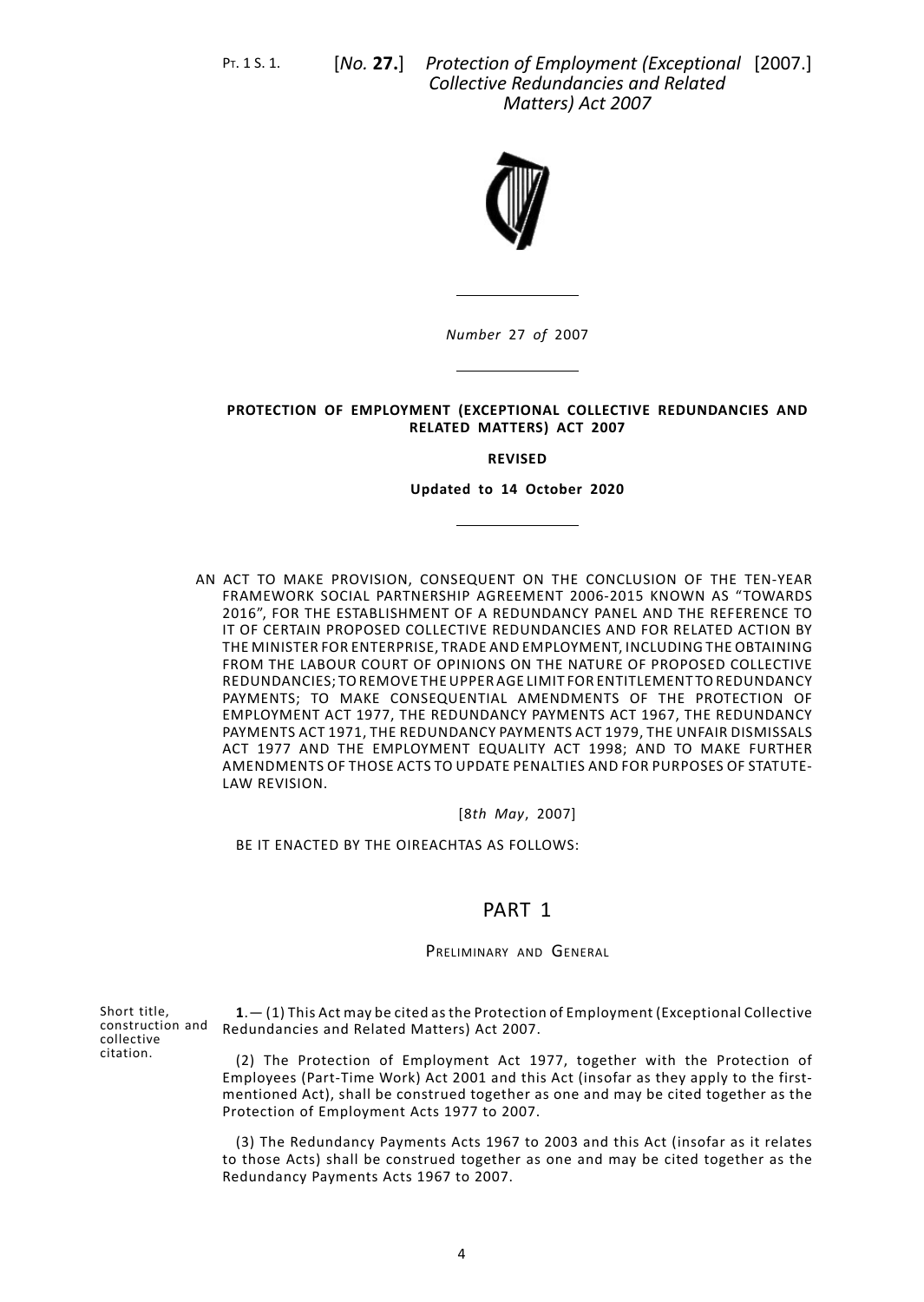*Number* 27 *of* 2007

**PROTECTION OF EMPLOYMENT (EXCEPTIONAL COLLECTIVE REDUNDANCIES AND RELATED MATTERS) ACT 2007**

**REVISED**

**Updated to 14 October 2020**

AN ACT TO MAKE PROVISION, CONSEQUENT ON THE CONCLUSION OF THE TEN-YEAR FRAMEWORK SOCIAL PARTNERSHIP AGREEMENT 2006-2015 KNOWN AS "TOWARDS 2016", FOR THE ESTABLISHMENT OF A REDUNDANCY PANEL AND THE REFERENCE TO IT OF CERTAIN PROPOSED COLLECTIVE REDUNDANCIES AND FOR RELATED ACTION BY THE MINISTER FOR ENTERPRISE, TRADE AND EMPLOYMENT, INCLUDING THE OBTAINING FROM THE LABOUR COURT OF OPINIONS ON THE NATURE OF PROPOSED COLLECTIVE REDUNDANCIES; TO REMOVE THE UPPER AGE LIMIT FOR ENTITLEMENT TO REDUNDANCY PAYMENTS; TO MAKE CONSEQUENTIAL AMENDMENTS OF THE PROTECTION OF EMPLOYMENT ACT 1977, THE REDUNDANCY PAYMENTS ACT 1967, THE REDUNDANCY PAYMENTS ACT 1971, THE REDUNDANCY PAYMENTS ACT 1979, THE UNFAIR DISMISSALS ACT 1977 AND THE EMPLOYMENT EQUALITY ACT 1998; AND TO MAKE FURTHER AMENDMENTS OF THOSE ACTS TO UPDATE PENALTIES AND FOR PURPOSES OF STATUTE-LAW REVISION.

[8*th May*, 2007]

BE IT ENACTED BY THE OIREACHTAS AS FOLLOWS:

## PART 1

### PRELIMINARY AND GENERAL

Short title, construction and collective citation.

**1**.— (1) This Act may be cited as the Protection of Employment (Exceptional Collective Redundancies and Related Matters) Act 2007.

(2) The Protection of Employment Act 1977, together with the Protection of Employees (Part-Time Work) Act 2001 and this Act (insofar as they apply to the first-mentioned Act), shall be construed together as one and may be cited together as the Protection of Employment Acts 1977 to 2007.

(3) The Redundancy Payments Acts 1967 to 2003 and this Act (insofar as it relates to those Acts) shall be construed together as one and may be cited together as the Redundancy Payments Acts 1967 to 2007.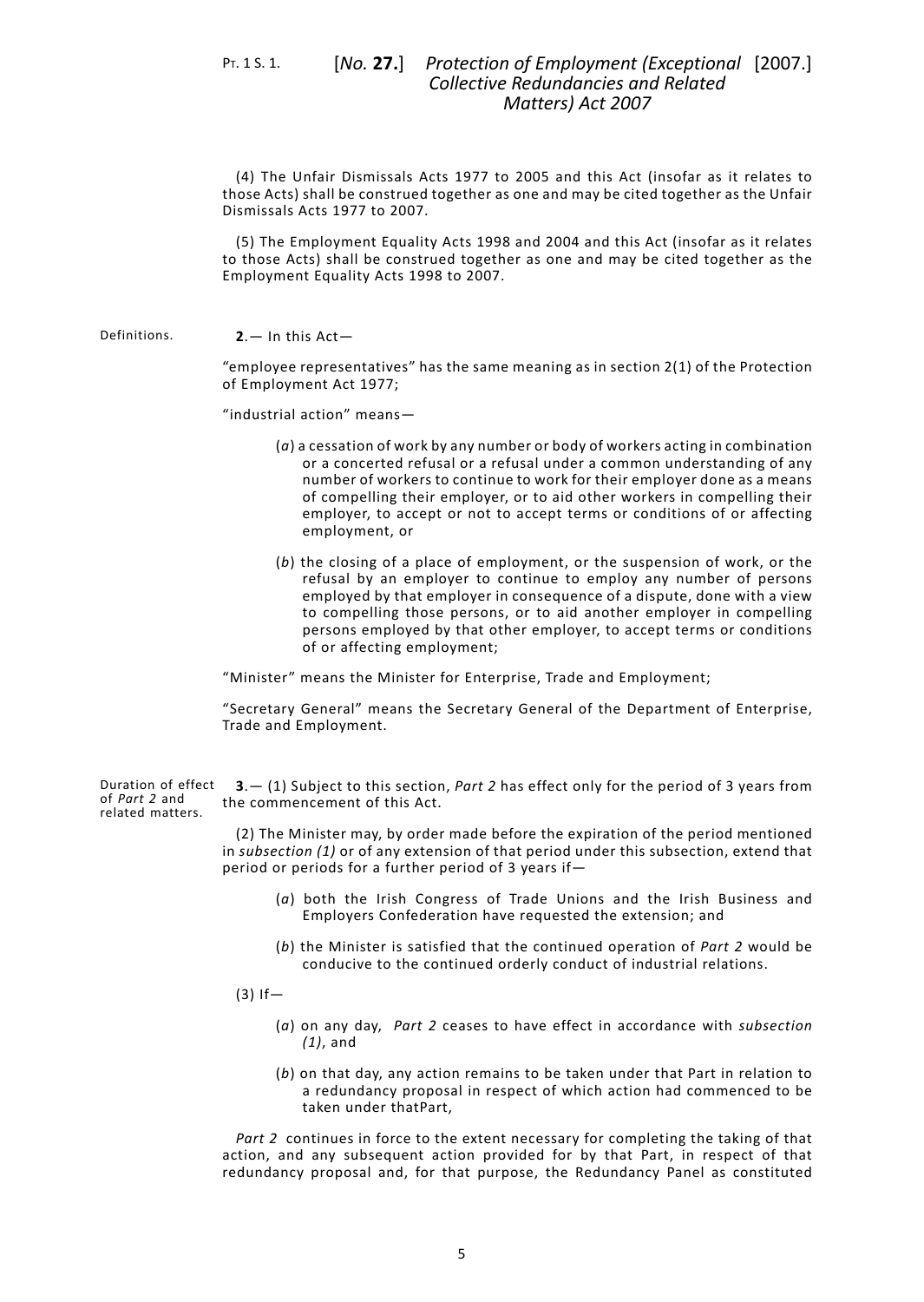(4) The Unfair Dismissals Acts 1977 to 2005 and this Act (insofar as it relates to those Acts) shall be construed together as one and may be cited together as the Unfair Dismissals Acts 1977 to 2007.

(5) The Employment Equality Acts 1998 and 2004 and this Act (insofar as it relates to those Acts) shall be construed together as one and may be cited together as the Employment Equality Acts 1998 to 2007.

Definitions.

**2**.— In this Act—

"employee representatives" has the same meaning as in section 2(1) of the Protection of Employment Act 1977;

"industrial action" means—

(*a*) a cessation of work by any number or body of workers acting in combination or a concerted refusal or a refusal under a common understanding of any number of workers to continue to work for their employer done as a means of compelling their employer, or to aid other workers in compelling their employer, to accept or not to accept terms or conditions of or affecting employment, or

(*b*) the closing of a place of employment, or the suspension of work, or the refusal by an employer to continue to employ any number of persons employed by that employer in consequence of a dispute, done with a view to compelling those persons, or to aid another employer in compelling persons employed by that other employer, to accept terms or conditions of or affecting employment;

"Minister" means the Minister for Enterprise, Trade and Employment;

"Secretary General" means the Secretary General of the Department of Enterprise, Trade and Employment.

Duration of effect of *Part 2* and related matters.

**3**.— (1) Subject to this section, *Part 2* has effect only for the period of 3 years from the commencement of this Act.

(2) The Minister may, by order made before the expiration of the period mentioned in *subsection (1)* or of any extension of that period under this subsection, extend that period or periods for a further period of 3 years if—

(*a*) both the Irish Congress of Trade Unions and the Irish Business and Employers Confederation have requested the extension; and

(*b*) the Minister is satisfied that the continued operation of *Part 2* would be conducive to the continued orderly conduct of industrial relations.

(3) If—

(*a*) on any day, *Part 2* ceases to have effect in accordance with *subsection (1)*, and

(*b*) on that day, any action remains to be taken under that Part in relation to a redundancy proposal in respect of which action had commenced to be taken under thatPart,

*Part 2* continues in force to the extent necessary for completing the taking of that action, and any subsequent action provided for by that Part, in respect of that redundancy proposal and, for that purpose, the Redundancy Panel as constituted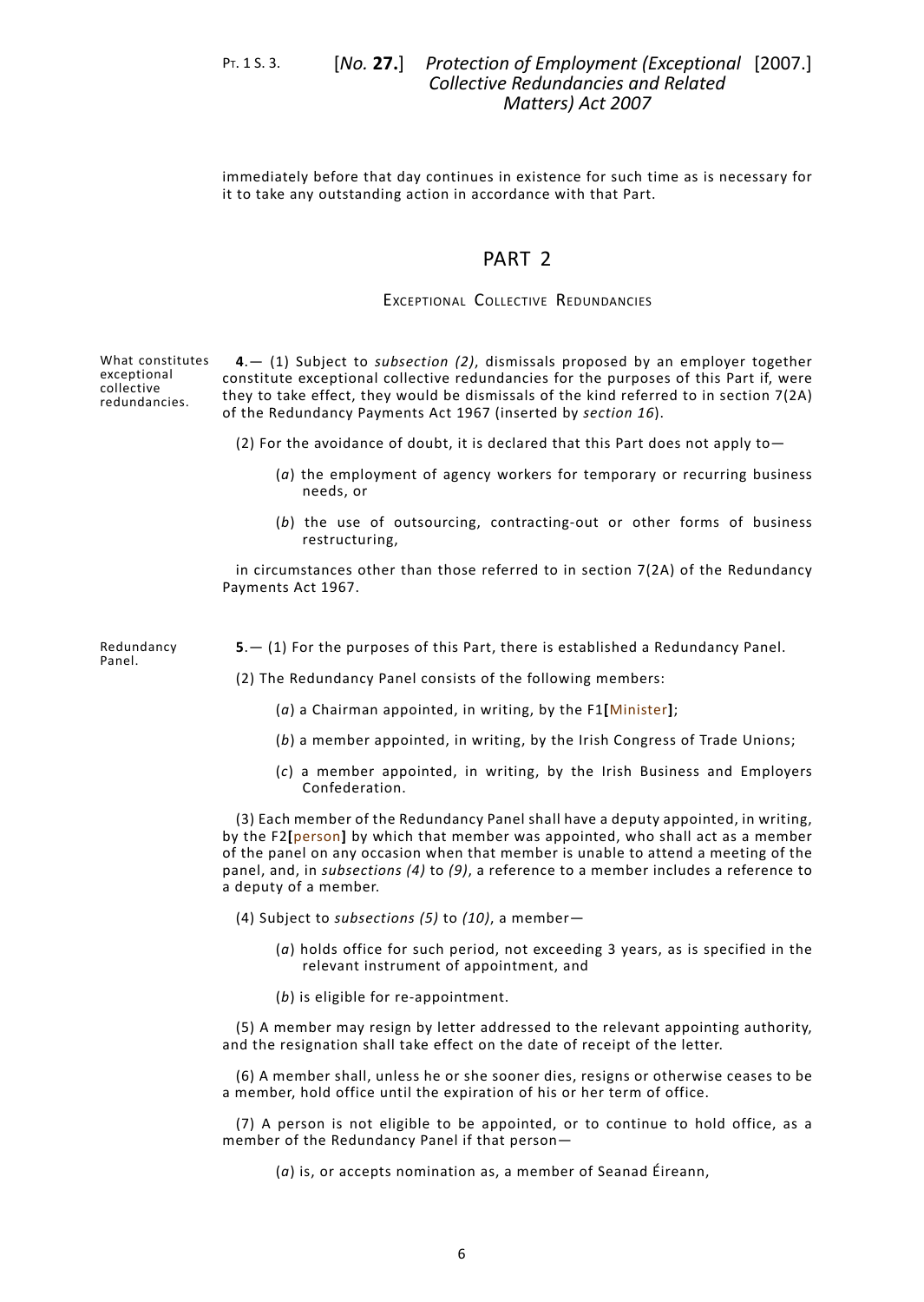immediately before that day continues in existence for such time as is necessary for it to take any outstanding action in accordance with that Part.

## PART 2

### Exceptional Collective Redundancies

What constitutes exceptional collective redundancies.

**4**.— (1) Subject to *subsection (2)*, dismissals proposed by an employer together constitute exceptional collective redundancies for the purposes of this Part if, were they to take effect, they would be dismissals of the kind referred to in section 7(2A) of the Redundancy Payments Act 1967 (inserted by *section 16*).

(2) For the avoidance of doubt, it is declared that this Part does not apply to—

(*a*) the employment of agency workers for temporary or recurring business needs, or

(*b*) the use of outsourcing, contracting-out or other forms of business restructuring,

in circumstances other than those referred to in section 7(2A) of the Redundancy Payments Act 1967.

Redundancy Panel.

**5**.— (1) For the purposes of this Part, there is established a Redundancy Panel.

(2) The Redundancy Panel consists of the following members:

(*a*) a Chairman appointed, in writing, by the F1**[**Minister**]**;

(*b*) a member appointed, in writing, by the Irish Congress of Trade Unions;

(*c*) a member appointed, in writing, by the Irish Business and Employers Confederation.

(3) Each member of the Redundancy Panel shall have a deputy appointed, in writing, by the F2**[**person**]** by which that member was appointed, who shall act as a member of the panel on any occasion when that member is unable to attend a meeting of the panel, and, in *subsections (4)* to *(9)*, a reference to a member includes a reference to a deputy of a member.

(4) Subject to *subsections (5)* to *(10)*, a member—

(*a*) holds office for such period, not exceeding 3 years, as is specified in the relevant instrument of appointment, and

(*b*) is eligible for re-appointment.

(5) A member may resign by letter addressed to the relevant appointing authority, and the resignation shall take effect on the date of receipt of the letter.

(6) A member shall, unless he or she sooner dies, resigns or otherwise ceases to be a member, hold office until the expiration of his or her term of office.

(7) A person is not eligible to be appointed, or to continue to hold office, as a member of the Redundancy Panel if that person—

(*a*) is, or accepts nomination as, a member of Seanad Éireann,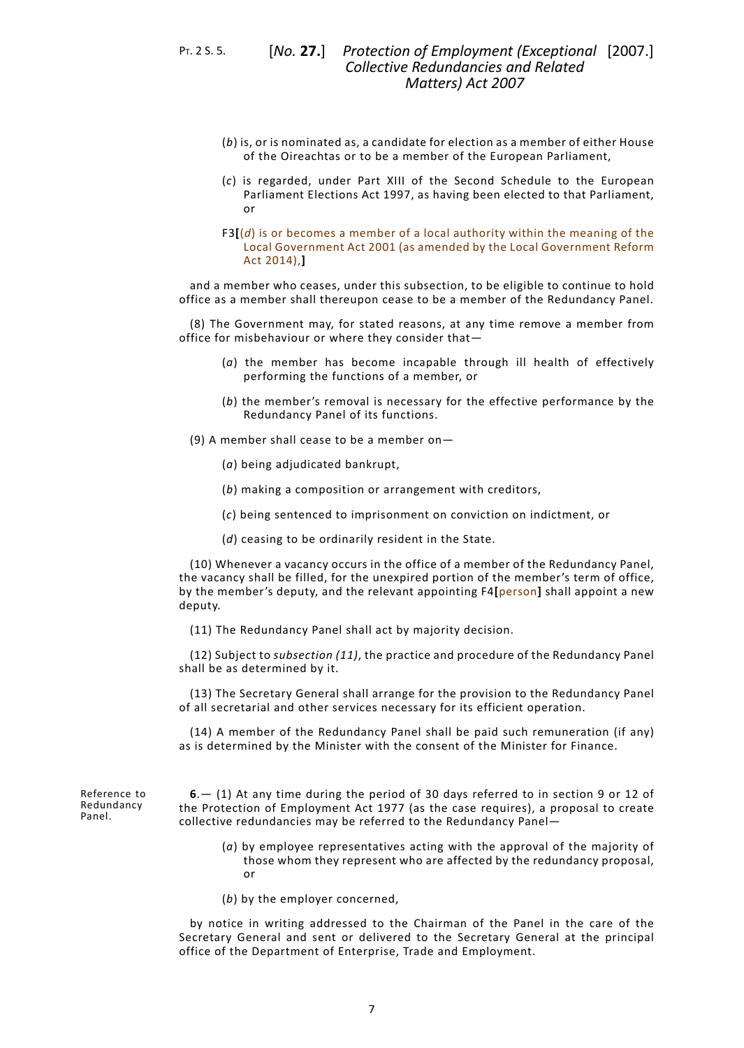(*b*) is, or is nominated as, a candidate for election as a member of either House of the Oireachtas or to be a member of the European Parliament,

(*c*) is regarded, under Part XIII of the Second Schedule to the European Parliament Elections Act 1997, as having been elected to that Parliament, or

F3[(*d*) is or becomes a member of a local authority within the meaning of the Local Government Act 2001 (as amended by the Local Government Reform Act 2014),]

and a member who ceases, under this subsection, to be eligible to continue to hold office as a member shall thereupon cease to be a member of the Redundancy Panel.

(8) The Government may, for stated reasons, at any time remove a member from office for misbehaviour or where they consider that—

(*a*) the member has become incapable through ill health of effectively performing the functions of a member, or

(*b*) the member's removal is necessary for the effective performance by the Redundancy Panel of its functions.

(9) A member shall cease to be a member on—

(*a*) being adjudicated bankrupt,

(*b*) making a composition or arrangement with creditors,

(*c*) being sentenced to imprisonment on conviction on indictment, or

(*d*) ceasing to be ordinarily resident in the State.

(10) Whenever a vacancy occurs in the office of a member of the Redundancy Panel, the vacancy shall be filled, for the unexpired portion of the member's term of office, by the member's deputy, and the relevant appointing F4[person] shall appoint a new deputy.

(11) The Redundancy Panel shall act by majority decision.

(12) Subject to *subsection (11)*, the practice and procedure of the Redundancy Panel shall be as determined by it.

(13) The Secretary General shall arrange for the provision to the Redundancy Panel of all secretarial and other services necessary for its efficient operation.

(14) A member of the Redundancy Panel shall be paid such remuneration (if any) as is determined by the Minister with the consent of the Minister for Finance.

Reference to Redundancy Panel.

**6**.— (1) At any time during the period of 30 days referred to in section 9 or 12 of the Protection of Employment Act 1977 (as the case requires), a proposal to create collective redundancies may be referred to the Redundancy Panel—

(*a*) by employee representatives acting with the approval of the majority of those whom they represent who are affected by the redundancy proposal, or

(*b*) by the employer concerned,

by notice in writing addressed to the Chairman of the Panel in the care of the Secretary General and sent or delivered to the Secretary General at the principal office of the Department of Enterprise, Trade and Employment.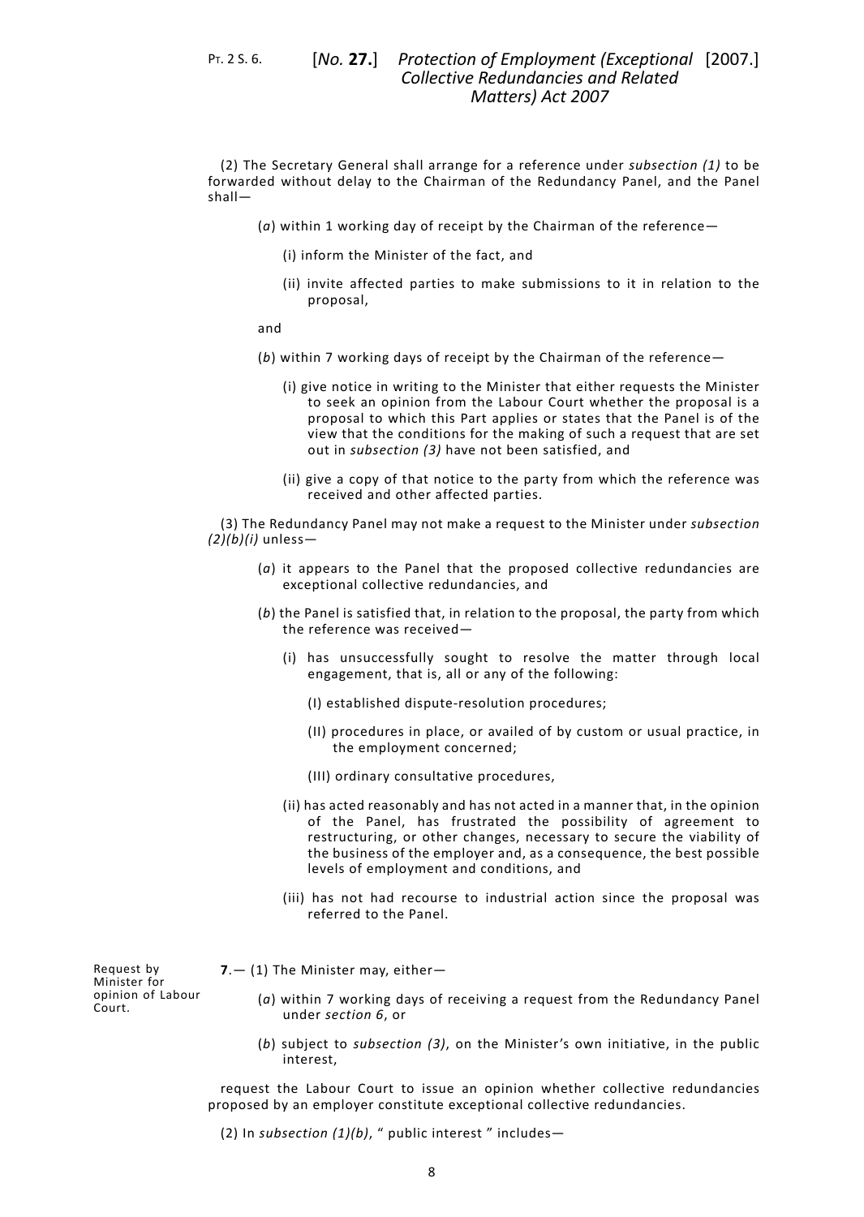(2) The Secretary General shall arrange for a reference under *subsection (1)* to be forwarded without delay to the Chairman of the Redundancy Panel, and the Panel shall—

(*a*) within 1 working day of receipt by the Chairman of the reference—

(i) inform the Minister of the fact, and

(ii) invite affected parties to make submissions to it in relation to the proposal,

and

(*b*) within 7 working days of receipt by the Chairman of the reference—

(i) give notice in writing to the Minister that either requests the Minister to seek an opinion from the Labour Court whether the proposal is a proposal to which this Part applies or states that the Panel is of the view that the conditions for the making of such a request that are set out in *subsection (3)* have not been satisfied, and

(ii) give a copy of that notice to the party from which the reference was received and other affected parties.

(3) The Redundancy Panel may not make a request to the Minister under *subsection (2)(b)(i)* unless—

(*a*) it appears to the Panel that the proposed collective redundancies are exceptional collective redundancies, and

(*b*) the Panel is satisfied that, in relation to the proposal, the party from which the reference was received—

(i) has unsuccessfully sought to resolve the matter through local engagement, that is, all or any of the following:

(I) established dispute-resolution procedures;

(II) procedures in place, or availed of by custom or usual practice, in the employment concerned;

(III) ordinary consultative procedures,

(ii) has acted reasonably and has not acted in a manner that, in the opinion of the Panel, has frustrated the possibility of agreement to restructuring, or other changes, necessary to secure the viability of the business of the employer and, as a consequence, the best possible levels of employment and conditions, and

(iii) has not had recourse to industrial action since the proposal was referred to the Panel.

Request by Minister for opinion of Labour Court.

**7**.— (1) The Minister may, either—

(*a*) within 7 working days of receiving a request from the Redundancy Panel under *section 6*, or

(*b*) subject to *subsection (3)*, on the Minister's own initiative, in the public interest,

request the Labour Court to issue an opinion whether collective redundancies proposed by an employer constitute exceptional collective redundancies.

(2) In *subsection (1)(b)*, " public interest " includes—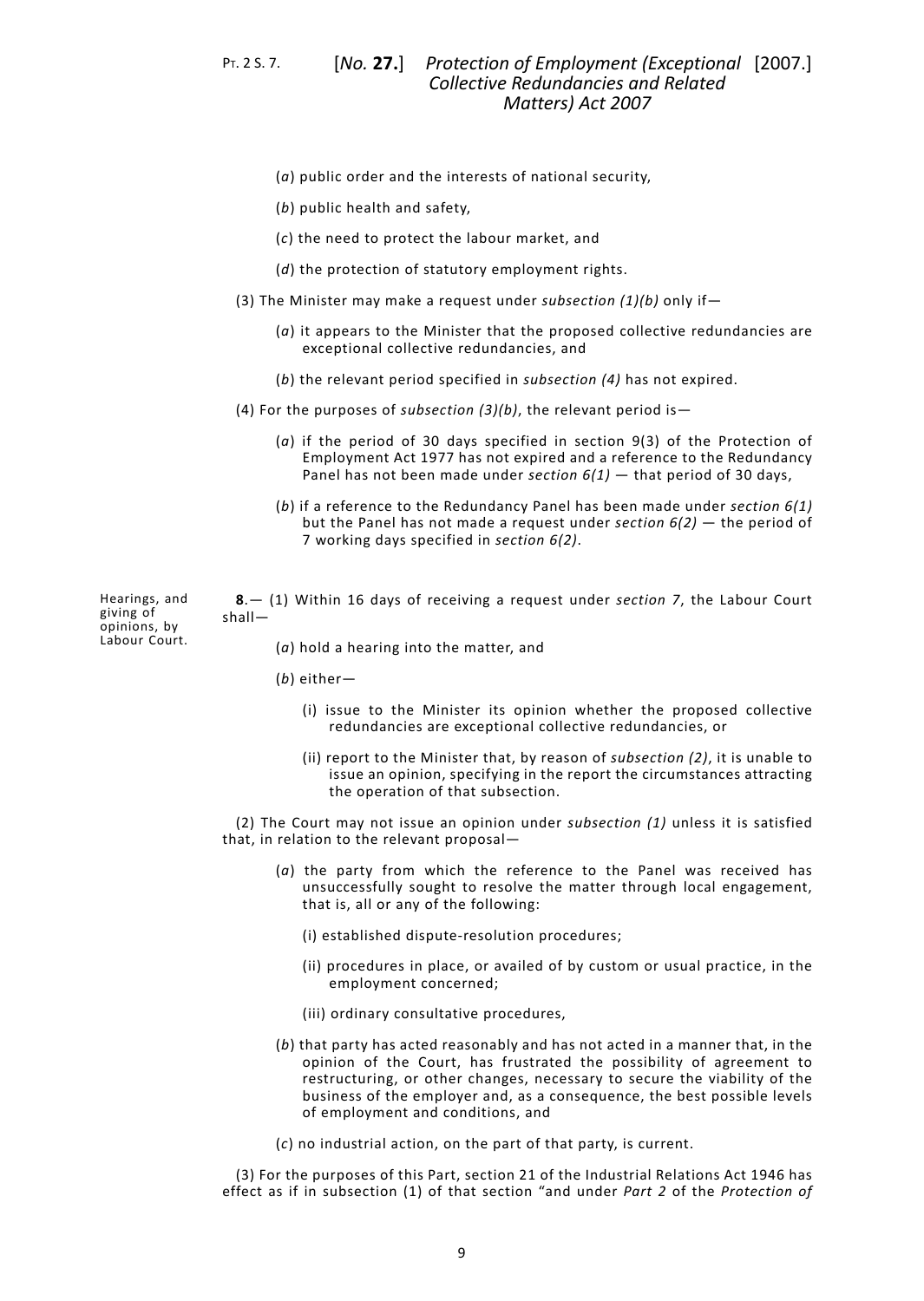(*a*) public order and the interests of national security,

(*b*) public health and safety,

(*c*) the need to protect the labour market, and

(*d*) the protection of statutory employment rights.

(3) The Minister may make a request under *subsection (1)(b)* only if—

(*a*) it appears to the Minister that the proposed collective redundancies are exceptional collective redundancies, and

(*b*) the relevant period specified in *subsection (4)* has not expired.

(4) For the purposes of *subsection (3)(b)*, the relevant period is—

(*a*) if the period of 30 days specified in section 9(3) of the Protection of Employment Act 1977 has not expired and a reference to the Redundancy Panel has not been made under *section 6(1)* — that period of 30 days,

(*b*) if a reference to the Redundancy Panel has been made under *section 6(1)* but the Panel has not made a request under *section 6(2)* — the period of 7 working days specified in *section 6(2)*.

Hearings, and giving of opinions, by Labour Court.

**8**.— (1) Within 16 days of receiving a request under *section 7*, the Labour Court shall—

(*a*) hold a hearing into the matter, and

(*b*) either—

(i) issue to the Minister its opinion whether the proposed collective redundancies are exceptional collective redundancies, or

(ii) report to the Minister that, by reason of *subsection (2)*, it is unable to issue an opinion, specifying in the report the circumstances attracting the operation of that subsection.

(2) The Court may not issue an opinion under *subsection (1)* unless it is satisfied that, in relation to the relevant proposal—

(*a*) the party from which the reference to the Panel was received has unsuccessfully sought to resolve the matter through local engagement, that is, all or any of the following:

(i) established dispute-resolution procedures;

(ii) procedures in place, or availed of by custom or usual practice, in the employment concerned;

(iii) ordinary consultative procedures,

(*b*) that party has acted reasonably and has not acted in a manner that, in the opinion of the Court, has frustrated the possibility of agreement to restructuring, or other changes, necessary to secure the viability of the business of the employer and, as a consequence, the best possible levels of employment and conditions, and

(*c*) no industrial action, on the part of that party, is current.

(3) For the purposes of this Part, section 21 of the Industrial Relations Act 1946 has effect as if in subsection (1) of that section "and under *Part 2* of the *Protection of*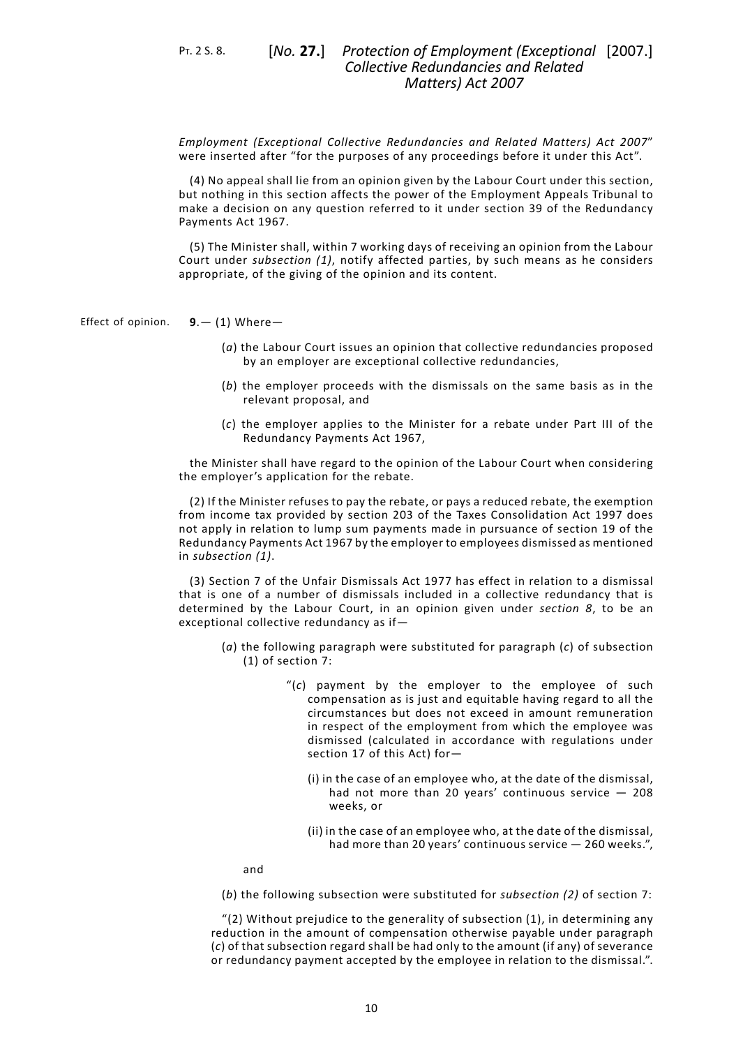*Employment (Exceptional Collective Redundancies and Related Matters) Act 2007*" were inserted after "for the purposes of any proceedings before it under this Act".

(4) No appeal shall lie from an opinion given by the Labour Court under this section, but nothing in this section affects the power of the Employment Appeals Tribunal to make a decision on any question referred to it under section 39 of the Redundancy Payments Act 1967.

(5) The Minister shall, within 7 working days of receiving an opinion from the Labour Court under *subsection (1)*, notify affected parties, by such means as he considers appropriate, of the giving of the opinion and its content.

Effect of opinion.

**9**.— (1) Where—

(*a*) the Labour Court issues an opinion that collective redundancies proposed by an employer are exceptional collective redundancies,

(*b*) the employer proceeds with the dismissals on the same basis as in the relevant proposal, and

(*c*) the employer applies to the Minister for a rebate under Part III of the Redundancy Payments Act 1967,

the Minister shall have regard to the opinion of the Labour Court when considering the employer's application for the rebate.

(2) If the Minister refuses to pay the rebate, or pays a reduced rebate, the exemption from income tax provided by section 203 of the Taxes Consolidation Act 1997 does not apply in relation to lump sum payments made in pursuance of section 19 of the Redundancy Payments Act 1967 by the employer to employees dismissed as mentioned in *subsection (1)*.

(3) Section 7 of the Unfair Dismissals Act 1977 has effect in relation to a dismissal that is one of a number of dismissals included in a collective redundancy that is determined by the Labour Court, in an opinion given under *section 8*, to be an exceptional collective redundancy as if—

(*a*) the following paragraph were substituted for paragraph (*c*) of subsection (1) of section 7:

"(*c*) payment by the employer to the employee of such compensation as is just and equitable having regard to all the circumstances but does not exceed in amount remuneration in respect of the employment from which the employee was dismissed (calculated in accordance with regulations under section 17 of this Act) for—

(i) in the case of an employee who, at the date of the dismissal, had not more than 20 years' continuous service — 208 weeks, or

(ii) in the case of an employee who, at the date of the dismissal, had more than 20 years' continuous service — 260 weeks.",

and

(*b*) the following subsection were substituted for *subsection (2)* of section 7:

"(2) Without prejudice to the generality of subsection (1), in determining any reduction in the amount of compensation otherwise payable under paragraph (*c*) of that subsection regard shall be had only to the amount (if any) of severance or redundancy payment accepted by the employee in relation to the dismissal.".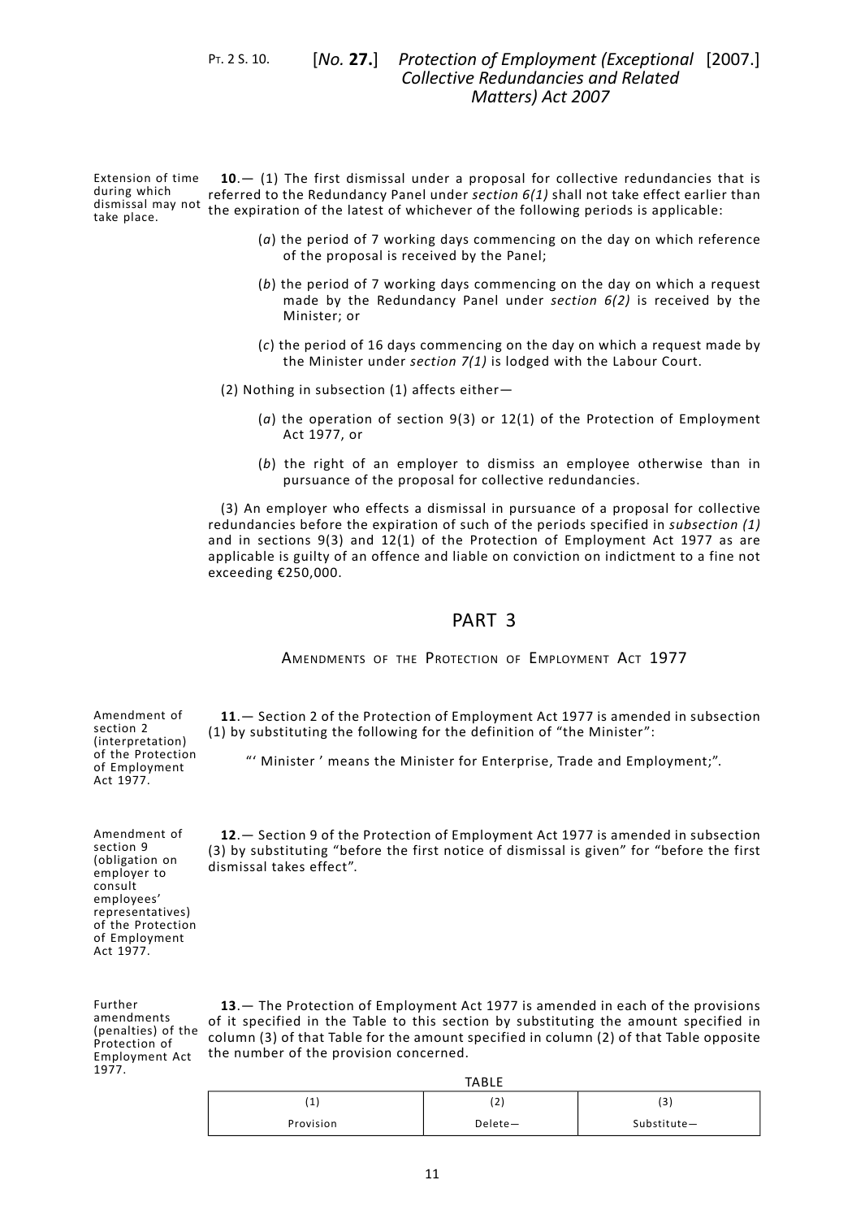Extension of time during which dismissal may not take place.

**10**.— (1) The first dismissal under a proposal for collective redundancies that is referred to the Redundancy Panel under *section 6(1)* shall not take effect earlier than the expiration of the latest of whichever of the following periods is applicable:

(*a*) the period of 7 working days commencing on the day on which reference of the proposal is received by the Panel;

(*b*) the period of 7 working days commencing on the day on which a request made by the Redundancy Panel under *section 6(2)* is received by the Minister; or

(*c*) the period of 16 days commencing on the day on which a request made by the Minister under *section 7(1)* is lodged with the Labour Court.

(2) Nothing in subsection (1) affects either—

(*a*) the operation of section 9(3) or 12(1) of the Protection of Employment Act 1977, or

(*b*) the right of an employer to dismiss an employee otherwise than in pursuance of the proposal for collective redundancies.

(3) An employer who effects a dismissal in pursuance of a proposal for collective redundancies before the expiration of such of the periods specified in *subsection (1)* and in sections 9(3) and 12(1) of the Protection of Employment Act 1977 as are applicable is guilty of an offence and liable on conviction on indictment to a fine not exceeding €250,000.

## PART 3

### Amendments of the Protection of Employment Act 1977

Amendment of section 2 (interpretation) of the Protection of Employment Act 1977.

**11**.— Section 2 of the Protection of Employment Act 1977 is amended in subsection (1) by substituting the following for the definition of "the Minister":

"' Minister ' means the Minister for Enterprise, Trade and Employment;".

Amendment of section 9 (obligation on employer to consult employees' representatives) of the Protection of Employment Act 1977.

**12**.— Section 9 of the Protection of Employment Act 1977 is amended in subsection (3) by substituting "before the first notice of dismissal is given" for "before the first dismissal takes effect".

Further amendments (penalties) of the Protection of Employment Act 1977.

**13**.— The Protection of Employment Act 1977 is amended in each of the provisions of it specified in the Table to this section by substituting the amount specified in column (3) of that Table for the amount specified in column (2) of that Table opposite the number of the provision concerned.

TABLE

| (1) | (2) | (3) |
|---|---|---|
| Provision | Delete— | Substitute— |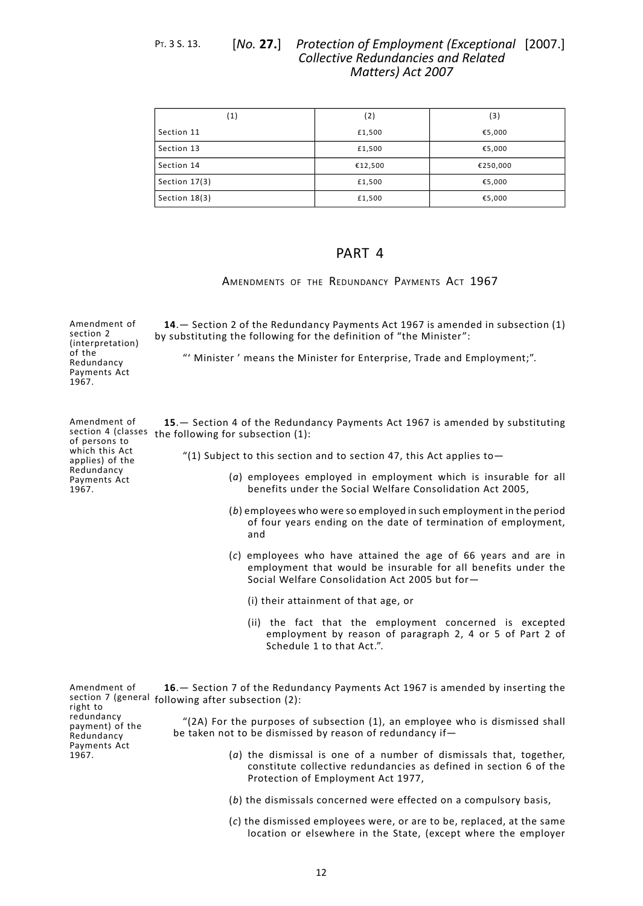| (1) | (2) | (3) |
|---|---|---|
| Section 11 | £1,500 | €5,000 |
| Section 13 | £1,500 | €5,000 |
| Section 14 | €12,500 | €250,000 |
| Section 17(3) | £1,500 | €5,000 |
| Section 18(3) | £1,500 | €5,000 |

# PART 4

## Amendments of the Redundancy Payments Act 1967

Amendment of section 2 (interpretation) of the Redundancy Payments Act 1967.

**14**.— Section 2 of the Redundancy Payments Act 1967 is amended in subsection (1) by substituting the following for the definition of "the Minister":

"' Minister ' means the Minister for Enterprise, Trade and Employment;".

Amendment of section 4 (classes of persons to which this Act applies) of the Redundancy Payments Act 1967.

**15**.— Section 4 of the Redundancy Payments Act 1967 is amended by substituting the following for subsection (1):

"(1) Subject to this section and to section 47, this Act applies to—

(*a*) employees employed in employment which is insurable for all benefits under the Social Welfare Consolidation Act 2005,

(*b*) employees who were so employed in such employment in the period of four years ending on the date of termination of employment, and

(*c*) employees who have attained the age of 66 years and are in employment that would be insurable for all benefits under the Social Welfare Consolidation Act 2005 but for—

(i) their attainment of that age, or

(ii) the fact that the employment concerned is excepted employment by reason of paragraph 2, 4 or 5 of Part 2 of Schedule 1 to that Act.".

Amendment of section 7 (general right to redundancy payment) of the Redundancy Payments Act 1967.

**16**.— Section 7 of the Redundancy Payments Act 1967 is amended by inserting the following after subsection (2):

"(2A) For the purposes of subsection (1), an employee who is dismissed shall be taken not to be dismissed by reason of redundancy if—

(*a*) the dismissal is one of a number of dismissals that, together, constitute collective redundancies as defined in section 6 of the Protection of Employment Act 1977,

(*b*) the dismissals concerned were effected on a compulsory basis,

(*c*) the dismissed employees were, or are to be, replaced, at the same location or elsewhere in the State, (except where the employer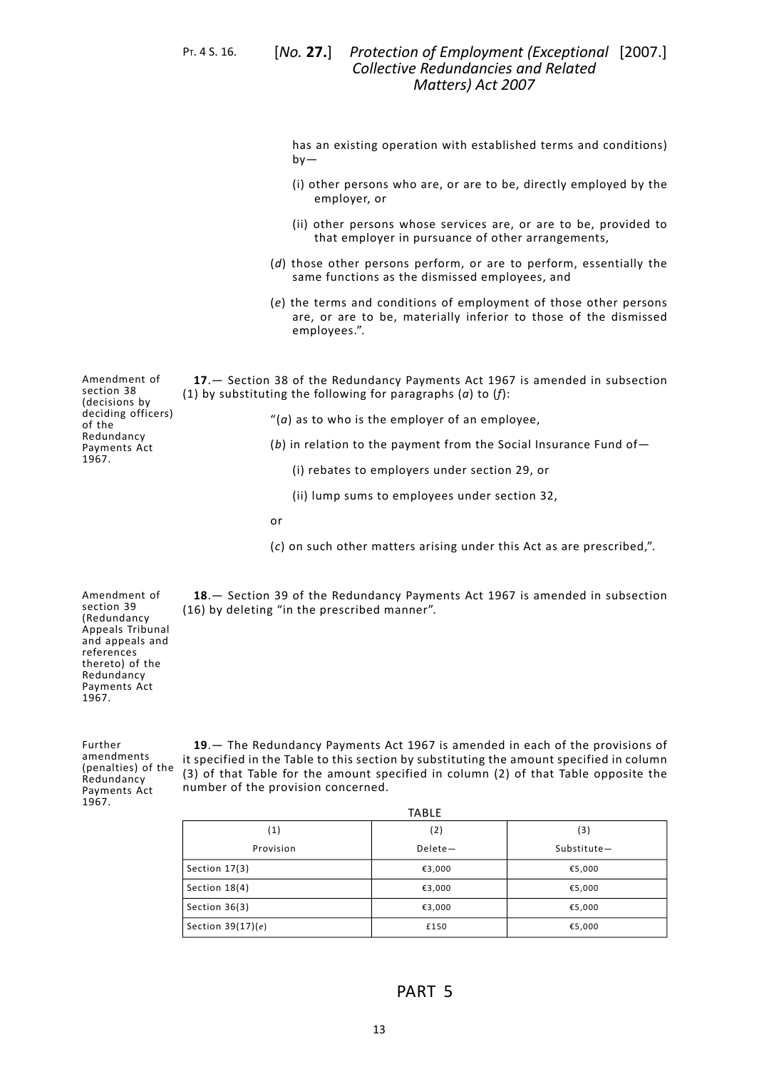has an existing operation with established terms and conditions) by—

(i) other persons who are, or are to be, directly employed by the employer, or

(ii) other persons whose services are, or are to be, provided to that employer in pursuance of other arrangements,

(*d*) those other persons perform, or are to perform, essentially the same functions as the dismissed employees, and

(*e*) the terms and conditions of employment of those other persons are, or are to be, materially inferior to those of the dismissed employees.".

Amendment of section 38 (decisions by deciding officers) of the Redundancy Payments Act 1967.

**17**.— Section 38 of the Redundancy Payments Act 1967 is amended in subsection (1) by substituting the following for paragraphs (*a*) to (*f*):

"(*a*) as to who is the employer of an employee,

(*b*) in relation to the payment from the Social Insurance Fund of—

(i) rebates to employers under section 29, or

(ii) lump sums to employees under section 32,

or

(*c*) on such other matters arising under this Act as are prescribed,".

Amendment of section 39 (Redundancy Appeals Tribunal and appeals and references thereto) of the Redundancy Payments Act 1967.

**18**.— Section 39 of the Redundancy Payments Act 1967 is amended in subsection (16) by deleting "in the prescribed manner".

Further amendments (penalties) of the Redundancy Payments Act 1967.

**19**.— The Redundancy Payments Act 1967 is amended in each of the provisions of it specified in the Table to this section by substituting the amount specified in column (3) of that Table for the amount specified in column (2) of that Table opposite the number of the provision concerned.

TABLE

| (1)<br>Provision | (2)<br>Delete— | (3)<br>Substitute— |
|---|---|---|
| Section 17(3) | €3,000 | €5,000 |
| Section 18(4) | €3,000 | €5,000 |
| Section 36(3) | €3,000 | €5,000 |
| Section 39(17)(*e*) | £150 | €5,000 |

## PART 5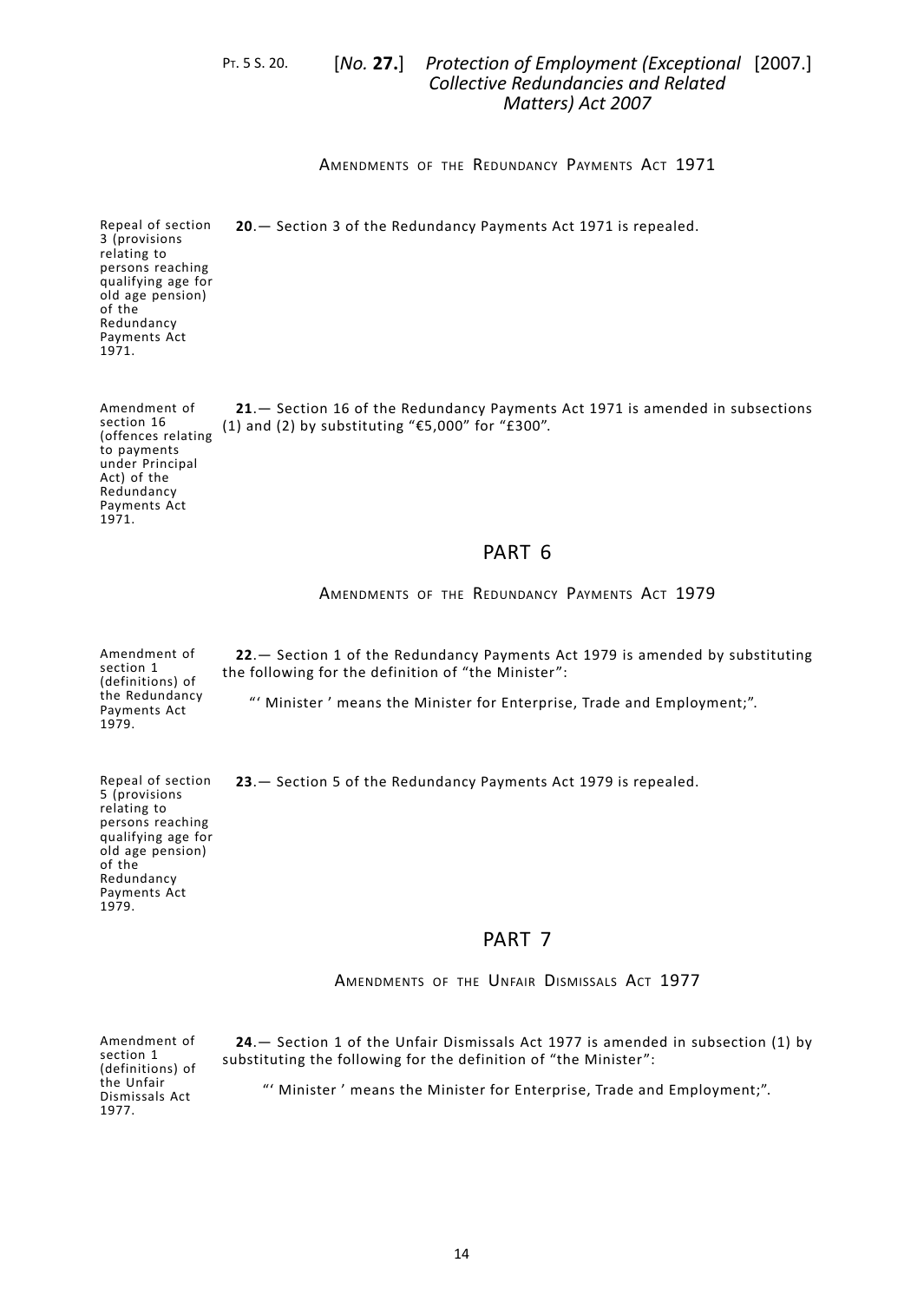AMENDMENTS OF THE REDUNDANCY PAYMENTS ACT 1971

Repeal of section 3 (provisions relating to persons reaching qualifying age for old age pension) of the Redundancy Payments Act 1971.

**20**.— Section 3 of the Redundancy Payments Act 1971 is repealed.

Amendment of section 16 (offences relating to payments under Principal Act) of the Redundancy Payments Act 1971.

**21**.— Section 16 of the Redundancy Payments Act 1971 is amended in subsections (1) and (2) by substituting "€5,000" for "£300".

## PART 6

AMENDMENTS OF THE REDUNDANCY PAYMENTS ACT 1979

Amendment of section 1 (definitions) of the Redundancy Payments Act 1979.

**22**.— Section 1 of the Redundancy Payments Act 1979 is amended by substituting the following for the definition of "the Minister":

"' Minister ' means the Minister for Enterprise, Trade and Employment;".

Repeal of section 5 (provisions relating to persons reaching qualifying age for old age pension) of the Redundancy Payments Act 1979.

**23**.— Section 5 of the Redundancy Payments Act 1979 is repealed.

## PART 7

AMENDMENTS OF THE UNFAIR DISMISSALS ACT 1977

Amendment of section 1 (definitions) of the Unfair Dismissals Act 1977.

**24**.— Section 1 of the Unfair Dismissals Act 1977 is amended in subsection (1) by substituting the following for the definition of "the Minister":

"' Minister ' means the Minister for Enterprise, Trade and Employment;".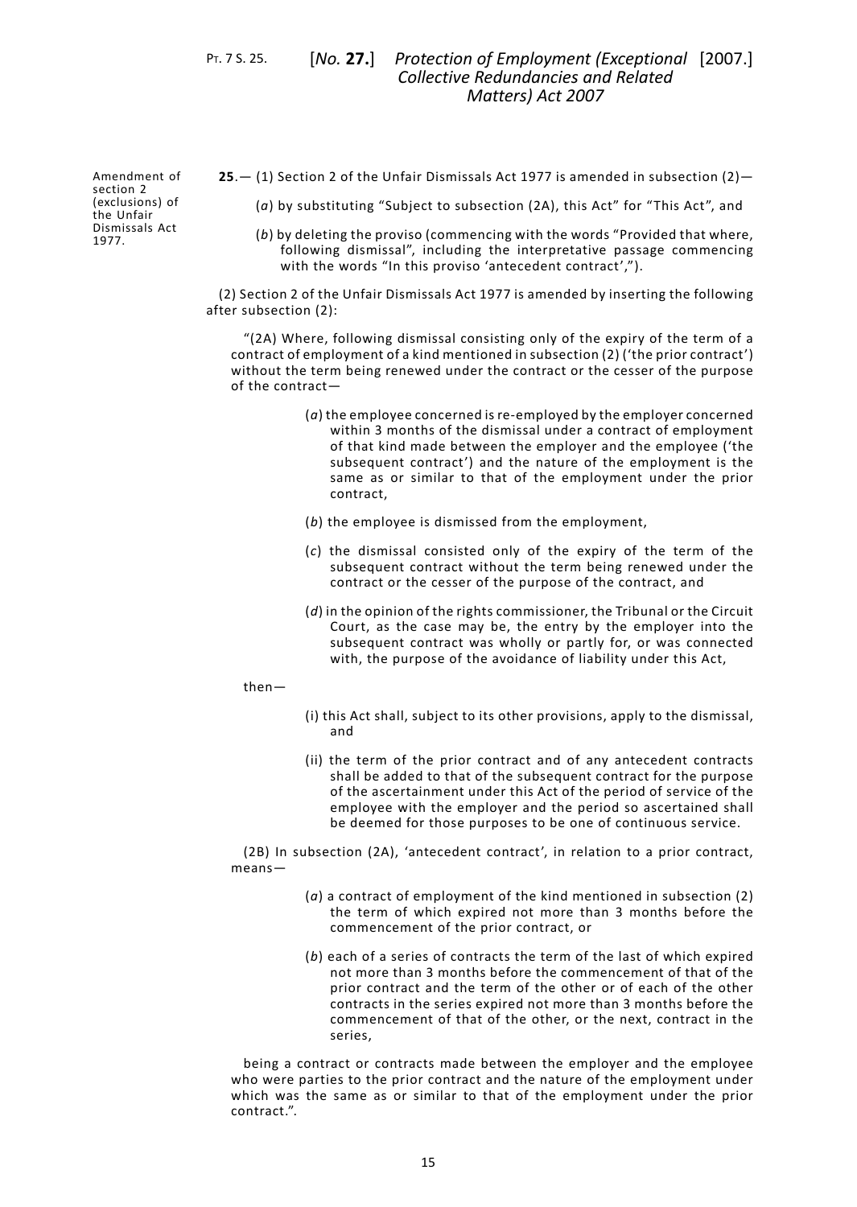Amendment of section 2 (exclusions) of the Unfair Dismissals Act 1977.

**25**.— (1) Section 2 of the Unfair Dismissals Act 1977 is amended in subsection (2)—

(*a*) by substituting "Subject to subsection (2A), this Act" for "This Act", and

(*b*) by deleting the proviso (commencing with the words "Provided that where, following dismissal", including the interpretative passage commencing with the words "In this proviso 'antecedent contract',").

(2) Section 2 of the Unfair Dismissals Act 1977 is amended by inserting the following after subsection (2):

"(2A) Where, following dismissal consisting only of the expiry of the term of a contract of employment of a kind mentioned in subsection (2) ('the prior contract') without the term being renewed under the contract or the cesser of the purpose of the contract—

(*a*) the employee concerned is re-employed by the employer concerned within 3 months of the dismissal under a contract of employment of that kind made between the employer and the employee ('the subsequent contract') and the nature of the employment is the same as or similar to that of the employment under the prior contract,

(*b*) the employee is dismissed from the employment,

(*c*) the dismissal consisted only of the expiry of the term of the subsequent contract without the term being renewed under the contract or the cesser of the purpose of the contract, and

(*d*) in the opinion of the rights commissioner, the Tribunal or the Circuit Court, as the case may be, the entry by the employer into the subsequent contract was wholly or partly for, or was connected with, the purpose of the avoidance of liability under this Act,

then—

(i) this Act shall, subject to its other provisions, apply to the dismissal, and

(ii) the term of the prior contract and of any antecedent contracts shall be added to that of the subsequent contract for the purpose of the ascertainment under this Act of the period of service of the employee with the employer and the period so ascertained shall be deemed for those purposes to be one of continuous service.

(2B) In subsection (2A), 'antecedent contract', in relation to a prior contract, means—

(*a*) a contract of employment of the kind mentioned in subsection (2) the term of which expired not more than 3 months before the commencement of the prior contract, or

(*b*) each of a series of contracts the term of the last of which expired not more than 3 months before the commencement of that of the prior contract and the term of the other or of each of the other contracts in the series expired not more than 3 months before the commencement of that of the other, or the next, contract in the series,

being a contract or contracts made between the employer and the employee who were parties to the prior contract and the nature of the employment under which was the same as or similar to that of the employment under the prior contract.".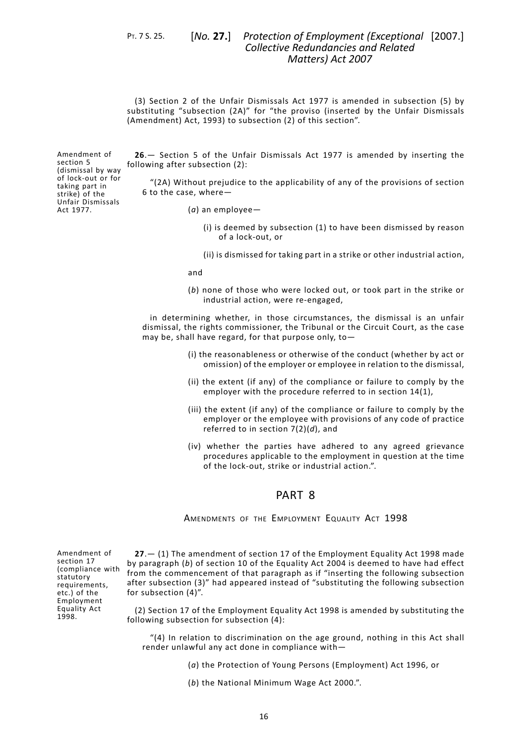(3) Section 2 of the Unfair Dismissals Act 1977 is amended in subsection (5) by substituting "subsection (2A)" for "the proviso (inserted by the Unfair Dismissals (Amendment) Act, 1993) to subsection (2) of this section".

Amendment of section 5 (dismissal by way of lock-out or for taking part in strike) of the Unfair Dismissals Act 1977.

**26**.— Section 5 of the Unfair Dismissals Act 1977 is amended by inserting the following after subsection (2):

"(2A) Without prejudice to the applicability of any of the provisions of section 6 to the case, where—

(*a*) an employee—

(i) is deemed by subsection (1) to have been dismissed by reason of a lock-out, or

(ii) is dismissed for taking part in a strike or other industrial action,

and

(*b*) none of those who were locked out, or took part in the strike or industrial action, were re-engaged,

in determining whether, in those circumstances, the dismissal is an unfair dismissal, the rights commissioner, the Tribunal or the Circuit Court, as the case may be, shall have regard, for that purpose only, to—

(i) the reasonableness or otherwise of the conduct (whether by act or omission) of the employer or employee in relation to the dismissal,

(ii) the extent (if any) of the compliance or failure to comply by the employer with the procedure referred to in section 14(1),

(iii) the extent (if any) of the compliance or failure to comply by the employer or the employee with provisions of any code of practice referred to in section 7(2)(*d*), and

(iv) whether the parties have adhered to any agreed grievance procedures applicable to the employment in question at the time of the lock-out, strike or industrial action.".

## PART 8

### Amendments of the Employment Equality Act 1998

Amendment of section 17 (compliance with statutory requirements, etc.) of the Employment Equality Act 1998.

**27**.— (1) The amendment of section 17 of the Employment Equality Act 1998 made by paragraph (*b*) of section 10 of the Equality Act 2004 is deemed to have had effect from the commencement of that paragraph as if "inserting the following subsection after subsection (3)" had appeared instead of "substituting the following subsection for subsection (4)".

(2) Section 17 of the Employment Equality Act 1998 is amended by substituting the following subsection for subsection (4):

"(4) In relation to discrimination on the age ground, nothing in this Act shall render unlawful any act done in compliance with—

(*a*) the Protection of Young Persons (Employment) Act 1996, or

(*b*) the National Minimum Wage Act 2000.".